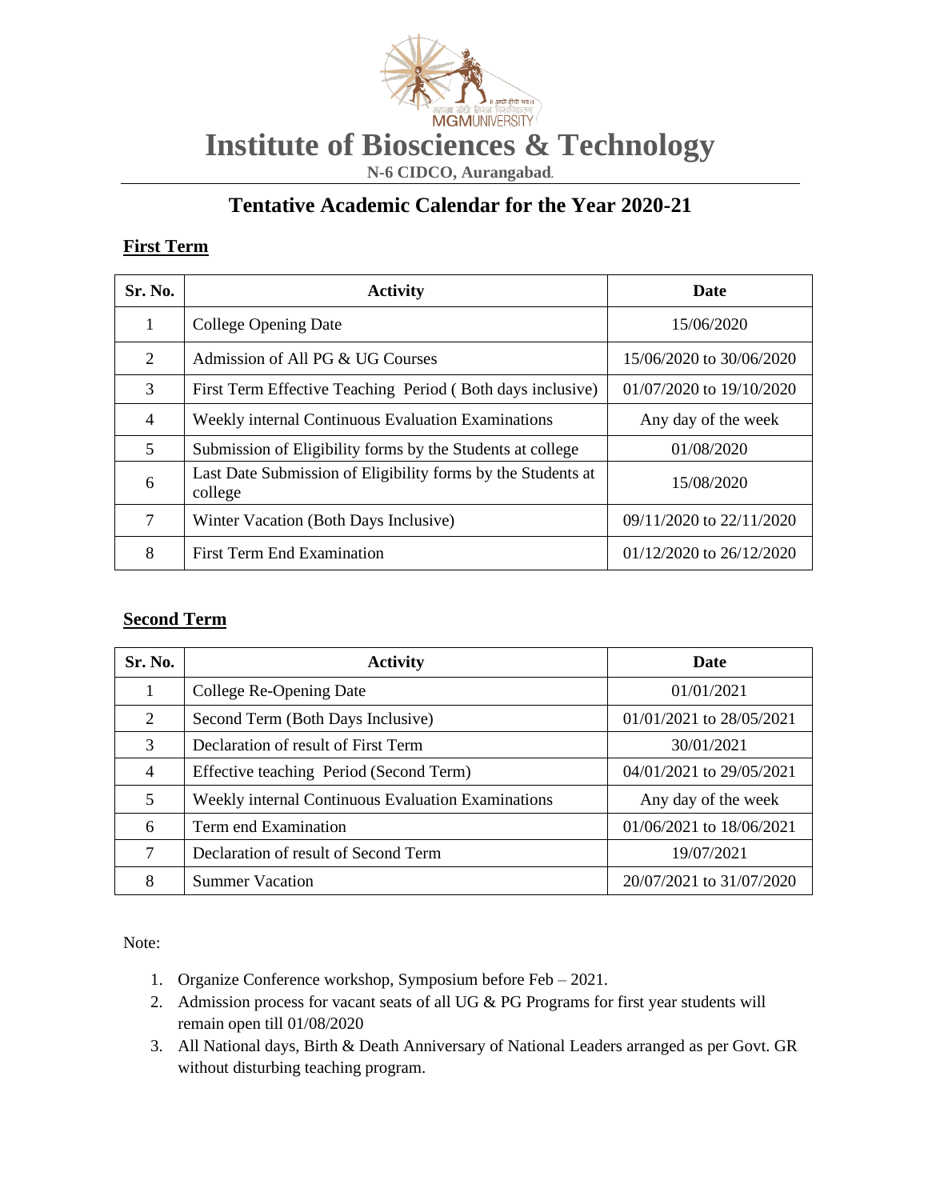# Institute of Biosciences & Technology

**N-6 CIDCO, Aurangabad.**

## Tentative Academic Calendar for the Year 2020-21

### First Term

| Sr. No. | Activity | Date |
|---|---|---|
| 1 | College Opening Date | 15/06/2020 |
| 2 | Admission of All PG & UG Courses | 15/06/2020 to 30/06/2020 |
| 3 | First Term Effective Teaching Period ( Both days inclusive) | 01/07/2020 to 19/10/2020 |
| 4 | Weekly internal Continuous Evaluation Examinations | Any day of the week |
| 5 | Submission of Eligibility forms by the Students at college | 01/08/2020 |
| 6 | Last Date Submission of Eligibility forms by the Students at college | 15/08/2020 |
| 7 | Winter Vacation (Both Days Inclusive) | 09/11/2020 to 22/11/2020 |
| 8 | First Term End Examination | 01/12/2020 to 26/12/2020 |

### Second Term

| Sr. No. | Activity | Date |
|---|---|---|
| 1 | College Re-Opening Date | 01/01/2021 |
| 2 | Second Term (Both Days Inclusive) | 01/01/2021 to 28/05/2021 |
| 3 | Declaration of result of First Term | 30/01/2021 |
| 4 | Effective teaching Period (Second Term) | 04/01/2021 to 29/05/2021 |
| 5 | Weekly internal Continuous Evaluation Examinations | Any day of the week |
| 6 | Term end Examination | 01/06/2021 to 18/06/2021 |
| 7 | Declaration of result of Second Term | 19/07/2021 |
| 8 | Summer Vacation | 20/07/2021 to 31/07/2020 |

Note:

1. Organize Conference workshop, Symposium before Feb – 2021.
2. Admission process for vacant seats of all UG & PG Programs for first year students will remain open till 01/08/2020
3. All National days, Birth & Death Anniversary of National Leaders arranged as per Govt. GR without disturbing teaching program.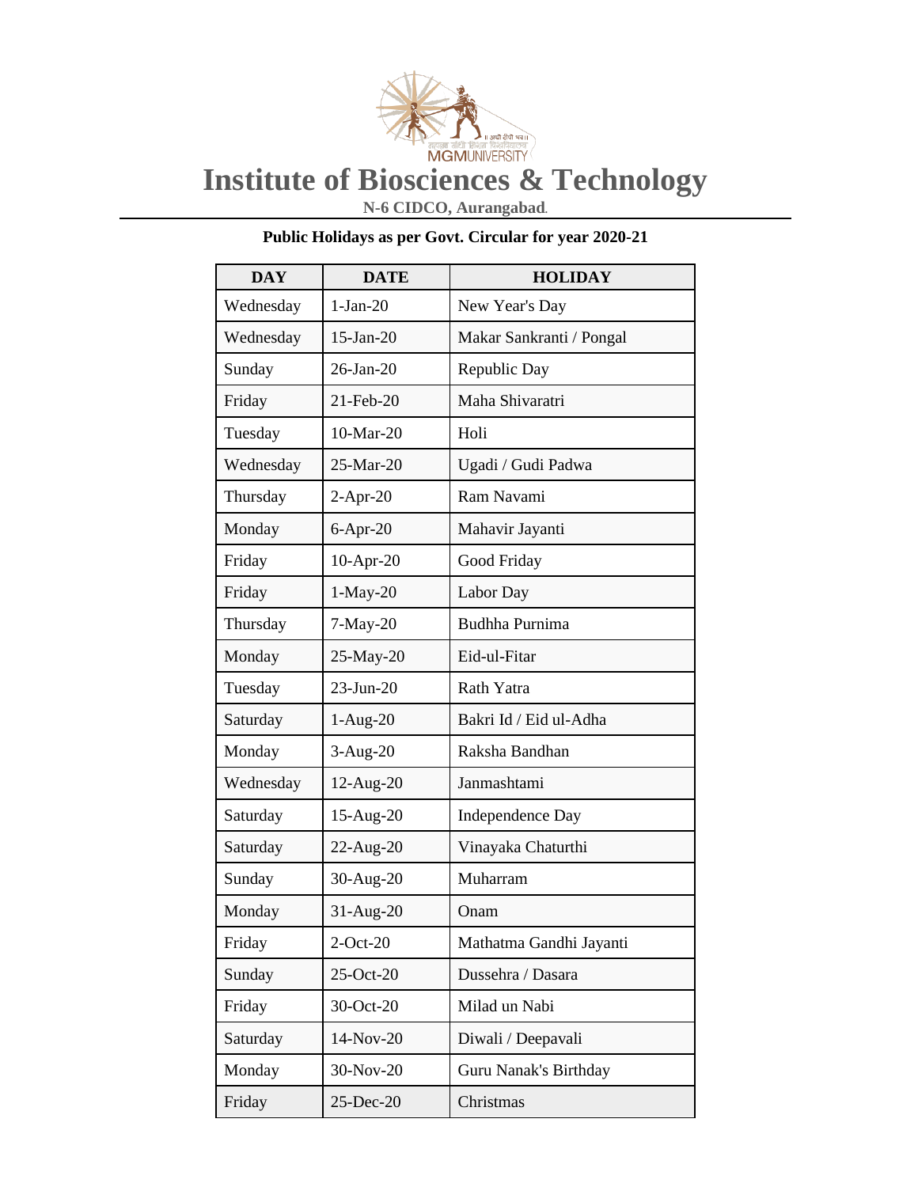MGMUNIVERSITY

# Institute of Biosciences & Technology

**N-6 CIDCO, Aurangabad.**

**Public Holidays as per Govt. Circular for year 2020-21**

| DAY | DATE | HOLIDAY |
|---|---|---|
| Wednesday | 1-Jan-20 | New Year's Day |
| Wednesday | 15-Jan-20 | Makar Sankranti / Pongal |
| Sunday | 26-Jan-20 | Republic Day |
| Friday | 21-Feb-20 | Maha Shivaratri |
| Tuesday | 10-Mar-20 | Holi |
| Wednesday | 25-Mar-20 | Ugadi / Gudi Padwa |
| Thursday | 2-Apr-20 | Ram Navami |
| Monday | 6-Apr-20 | Mahavir Jayanti |
| Friday | 10-Apr-20 | Good Friday |
| Friday | 1-May-20 | Labor Day |
| Thursday | 7-May-20 | Budhha Purnima |
| Monday | 25-May-20 | Eid-ul-Fitar |
| Tuesday | 23-Jun-20 | Rath Yatra |
| Saturday | 1-Aug-20 | Bakri Id / Eid ul-Adha |
| Monday | 3-Aug-20 | Raksha Bandhan |
| Wednesday | 12-Aug-20 | Janmashtami |
| Saturday | 15-Aug-20 | Independence Day |
| Saturday | 22-Aug-20 | Vinayaka Chaturthi |
| Sunday | 30-Aug-20 | Muharram |
| Monday | 31-Aug-20 | Onam |
| Friday | 2-Oct-20 | Mathatma Gandhi Jayanti |
| Sunday | 25-Oct-20 | Dussehra / Dasara |
| Friday | 30-Oct-20 | Milad un Nabi |
| Saturday | 14-Nov-20 | Diwali / Deepavali |
| Monday | 30-Nov-20 | Guru Nanak's Birthday |
| Friday | 25-Dec-20 | Christmas |